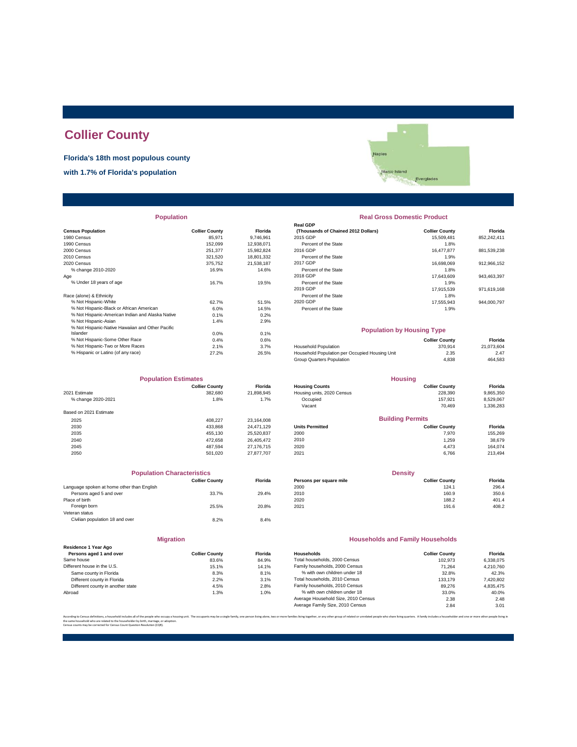# Collier County

**Florida's 18th most populous county**

**with 1.7% of Florida's population**

## Population

| Census Population | Collier County | Florida |
|---|---|---|
| 1980 Census | 85,971 | 9,746,961 |
| 1990 Census | 152,099 | 12,938,071 |
| 2000 Census | 251,377 | 15,982,824 |
| 2010 Census | 321,520 | 18,801,332 |
| 2020 Census | 375,752 | 21,538,187 |
| % change 2010-2020 | 16.9% | 14.6% |
| Age | | |
| % Under 18 years of age | 16.7% | 19.5% |
| Race (alone) & Ethnicity | | |
| % Not Hispanic-White | 62.7% | 51.5% |
| % Not Hispanic-Black or African American | 6.0% | 14.5% |
| % Not Hispanic-American Indian and Alaska Native | 0.1% | 0.2% |
| % Not Hispanic-Asian | 1.4% | 2.9% |
| % Not Hispanic-Native Hawaiian and Other Pacific Islander | 0.0% | 0.1% |
| % Not Hispanic-Some Other Race | 0.4% | 0.6% |
| % Not Hispanic-Two or More Races | 2.1% | 3.7% |
| % Hispanic or Latino (of any race) | 27.2% | 26.5% |

## Real Gross Domestic Product

| Real GDP (Thousands of Chained 2012 Dollars) | Collier County | Florida |
|---|---|---|
| 2015 GDP | 15,509,481 | 852,242,411 |
| Percent of the State | 1.8% | |
| 2016 GDP | 16,477,877 | 881,539,238 |
| Percent of the State | 1.9% | |
| 2017 GDP | 16,698,069 | 912,966,152 |
| Percent of the State | 1.8% | |
| 2018 GDP | 17,643,609 | 943,463,397 |
| Percent of the State | 1.9% | |
| 2019 GDP | 17,915,539 | 971,619,168 |
| Percent of the State | 1.8% | |
| 2020 GDP | 17,555,943 | 944,000,797 |
| Percent of the State | 1.9% | |

## Population by Housing Type

| | Collier County | Florida |
|---|---|---|
| Household Population | 370,914 | 21,073,604 |
| Household Population per Occupied Housing Unit | 2.35 | 2.47 |
| Group Quarters Population | 4,838 | 464,583 |

## Population Estimates

| | Collier County | Florida |
|---|---|---|
| 2021 Estimate | 382,680 | 21,898,945 |
| % change 2020-2021 | 1.8% | 1.7% |
| Based on 2021 Estimate | | |
| 2025 | 408,227 | 23,164,008 |
| 2030 | 433,868 | 24,471,129 |
| 2035 | 455,130 | 25,520,837 |
| 2040 | 472,658 | 26,405,472 |
| 2045 | 487,594 | 27,176,715 |
| 2050 | 501,020 | 27,877,707 |

## Housing

| Housing Counts | Collier County | Florida |
|---|---|---|
| Housing units, 2020 Census | 228,390 | 9,865,350 |
| Occupied | 157,921 | 8,529,067 |
| Vacant | 70,469 | 1,336,283 |

## Building Permits

| Units Permitted | Collier County | Florida |
|---|---|---|
| 2000 | 7,970 | 155,269 |
| 2010 | 1,259 | 38,679 |
| 2020 | 4,473 | 164,074 |
| 2021 | 6,766 | 213,494 |

## Population Characteristics

| | Collier County | Florida |
|---|---|---|
| Language spoken at home other than English | | |
| Persons aged 5 and over | 33.7% | 29.4% |
| Place of birth | | |
| Foreign born | 25.5% | 20.8% |
| Veteran status | | |
| Civilian population 18 and over | 8.2% | 8.4% |

## Density

| Persons per square mile | Collier County | Florida |
|---|---|---|
| 2000 | 124.1 | 296.4 |
| 2010 | 160.9 | 350.6 |
| 2020 | 188.2 | 401.4 |
| 2021 | 191.6 | 408.2 |

## Migration

| Residence 1 Year Ago Persons aged 1 and over | Collier County | Florida |
|---|---|---|
| Same house | 83.6% | 84.9% |
| Different house in the U.S. | 15.1% | 14.1% |
| Same county in Florida | 8.3% | 8.1% |
| Different county in Florida | 2.2% | 3.1% |
| Different county in another state | 4.5% | 2.8% |
| Abroad | 1.3% | 1.0% |

## Households and Family Households

| Households | Collier County | Florida |
|---|---|---|
| Total households, 2000 Census | 102,973 | 6,338,075 |
| Family households, 2000 Census | 71,264 | 4,210,760 |
| % with own children under 18 | 32.8% | 42.3% |
| Total households, 2010 Census | 133,179 | 7,420,802 |
| Family households, 2010 Census | 89,276 | 4,835,475 |
| % with own children under 18 | 33.0% | 40.0% |
| Average Household Size, 2010 Census | 2.38 | 2.48 |
| Average Family Size, 2010 Census | 2.84 | 3.01 |

According to Census definitions, a household includes all of the people who occupy a housing unit. The occupants may be a single family, one person living alone, two or more families living together, or any other group of related or unrelated people who share living quarters. A family includes a householder and one or more other people living in the same household who are related to the householder by birth, marriage, or adoption.
Census counts may be corrected for Census Count Question Resolution (CQR).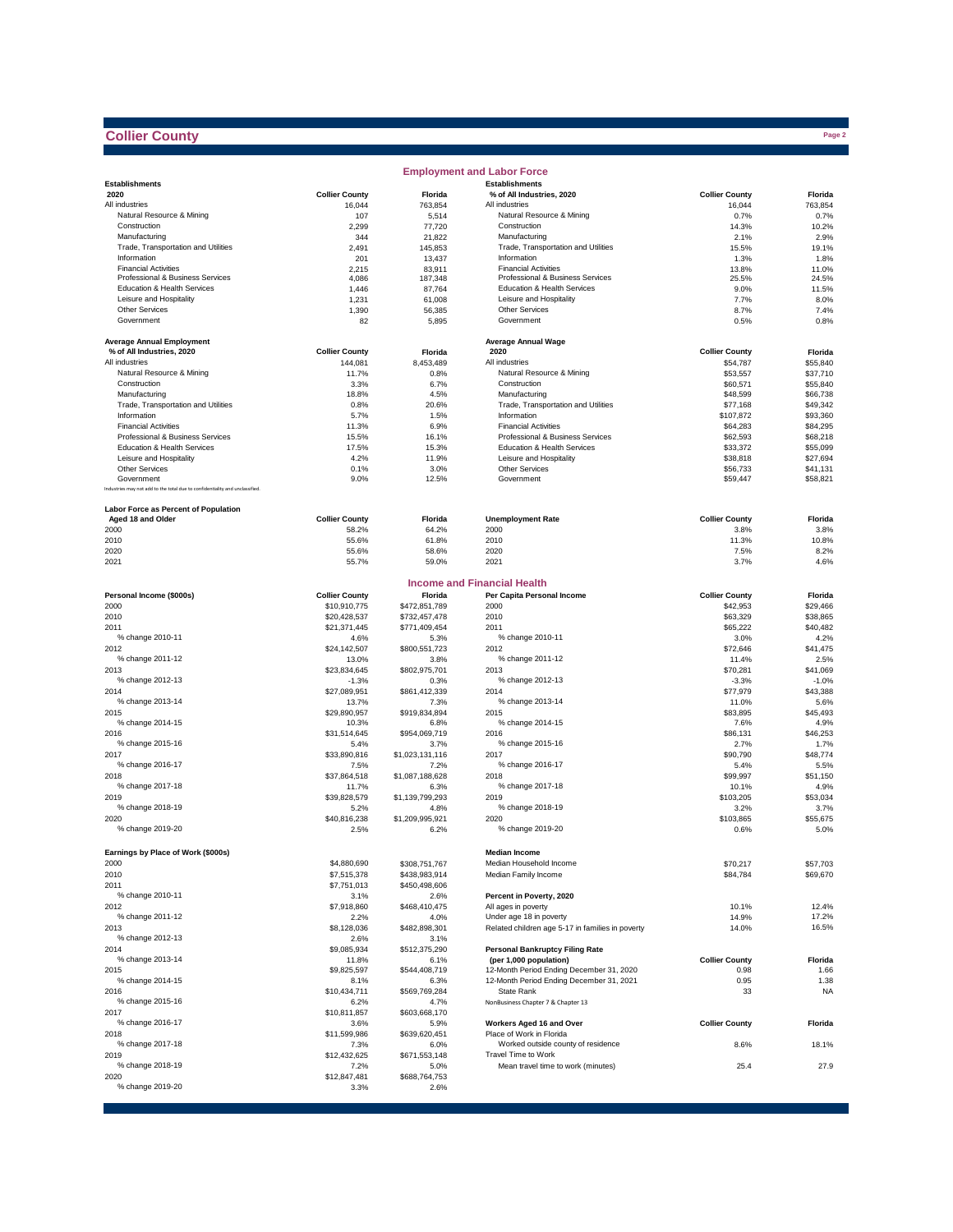# Collier County

## Employment and Labor Force

| Establishments 2020 | Collier County | Florida |
|---|---|---|
| All industries | 16,044 | 763,854 |
| Natural Resource & Mining | 107 | 5,514 |
| Construction | 2,299 | 77,720 |
| Manufacturing | 344 | 21,822 |
| Trade, Transportation and Utilities | 2,491 | 145,853 |
| Information | 201 | 13,437 |
| Financial Activities | 2,215 | 83,911 |
| Professional & Business Services | 4,086 | 187,348 |
| Education & Health Services | 1,446 | 87,764 |
| Leisure and Hospitality | 1,231 | 61,008 |
| Other Services | 1,390 | 56,385 |
| Government | 82 | 5,895 |

| Establishments % of All Industries, 2020 | Collier County | Florida |
|---|---|---|
| All industries | 16,044 | 763,854 |
| Natural Resource & Mining | 0.7% | 0.7% |
| Construction | 14.3% | 10.2% |
| Manufacturing | 2.1% | 2.9% |
| Trade, Transportation and Utilities | 15.5% | 19.1% |
| Information | 1.3% | 1.8% |
| Financial Activities | 13.8% | 11.0% |
| Professional & Business Services | 25.5% | 24.5% |
| Education & Health Services | 9.0% | 11.5% |
| Leisure and Hospitality | 7.7% | 8.0% |
| Other Services | 8.7% | 7.4% |
| Government | 0.5% | 0.8% |

| Average Annual Employment % of All Industries, 2020 | Collier County | Florida |
|---|---|---|
| All industries | 144,081 | 8,453,489 |
| Natural Resource & Mining | 11.7% | 0.8% |
| Construction | 3.3% | 6.7% |
| Manufacturing | 18.8% | 4.5% |
| Trade, Transportation and Utilities | 0.8% | 20.6% |
| Information | 5.7% | 1.5% |
| Financial Activities | 11.3% | 6.9% |
| Professional & Business Services | 15.5% | 16.1% |
| Education & Health Services | 17.5% | 15.3% |
| Leisure and Hospitality | 4.2% | 11.9% |
| Other Services | 0.1% | 3.0% |
| Government | 9.0% | 12.5% |

Industries may not add to the total due to confidentiality and unclassified.

| Average Annual Wage 2020 | Collier County | Florida |
|---|---|---|
| All industries | $54,787 | $55,840 |
| Natural Resource & Mining | $53,557 | $37,710 |
| Construction | $60,571 | $55,840 |
| Manufacturing | $48,599 | $66,738 |
| Trade, Transportation and Utilities | $77,168 | $49,342 |
| Information | $107,872 | $93,360 |
| Financial Activities | $64,283 | $84,295 |
| Professional & Business Services | $62,593 | $68,218 |
| Education & Health Services | $33,372 | $55,099 |
| Leisure and Hospitality | $38,818 | $27,694 |
| Other Services | $56,733 | $41,131 |
| Government | $59,447 | $58,821 |

| Labor Force as Percent of Population Aged 18 and Older | Collier County | Florida |
|---|---|---|
| 2000 | 58.2% | 64.2% |
| 2010 | 55.6% | 61.8% |
| 2020 | 55.6% | 58.6% |
| 2021 | 55.7% | 59.0% |

| Unemployment Rate | Collier County | Florida |
|---|---|---|
| 2000 | 3.8% | 3.8% |
| 2010 | 11.3% | 10.8% |
| 2020 | 7.5% | 8.2% |
| 2021 | 3.7% | 4.6% |

## Income and Financial Health

| Personal Income ($000s) | Collier County | Florida |
|---|---|---|
| 2000 | $10,910,775 | $472,851,789 |
| 2010 | $20,428,537 | $732,457,478 |
| 2011 | $21,371,445 | $771,409,454 |
| % change 2010-11 | 4.6% | 5.3% |
| 2012 | $24,142,507 | $800,551,723 |
| % change 2011-12 | 13.0% | 3.8% |
| 2013 | $23,834,645 | $802,975,701 |
| % change 2012-13 | -1.3% | 0.3% |
| 2014 | $27,089,951 | $861,412,339 |
| % change 2013-14 | 13.7% | 7.3% |
| 2015 | $29,890,957 | $919,834,894 |
| % change 2014-15 | 10.3% | 6.8% |
| 2016 | $31,514,645 | $954,069,719 |
| % change 2015-16 | 5.4% | 3.7% |
| 2017 | $33,890,816 | $1,023,131,116 |
| % change 2016-17 | 7.5% | 7.2% |
| 2018 | $37,864,518 | $1,087,188,628 |
| % change 2017-18 | 11.7% | 6.3% |
| 2019 | $39,828,579 | $1,139,799,293 |
| % change 2018-19 | 5.2% | 4.8% |
| 2020 | $40,816,238 | $1,209,995,921 |
| % change 2019-20 | 2.5% | 6.2% |

| Per Capita Personal Income | Collier County | Florida |
|---|---|---|
| 2000 | $42,953 | $29,466 |
| 2010 | $63,329 | $38,865 |
| 2011 | $65,222 | $40,482 |
| % change 2010-11 | 3.0% | 4.2% |
| 2012 | $72,646 | $41,475 |
| % change 2011-12 | 11.4% | 2.5% |
| 2013 | $70,281 | $41,069 |
| % change 2012-13 | -3.3% | -1.0% |
| 2014 | $77,979 | $43,388 |
| % change 2013-14 | 11.0% | 5.6% |
| 2015 | $83,895 | $45,493 |
| % change 2014-15 | 7.6% | 4.9% |
| 2016 | $86,131 | $46,253 |
| % change 2015-16 | 2.7% | 1.7% |
| 2017 | $90,790 | $48,774 |
| % change 2016-17 | 5.4% | 5.5% |
| 2018 | $99,997 | $51,150 |
| % change 2017-18 | 10.1% | 4.9% |
| 2019 | $103,205 | $53,034 |
| % change 2018-19 | 3.2% | 3.7% |
| 2020 | $103,865 | $55,675 |
| % change 2019-20 | 0.6% | 5.0% |

| Earnings by Place of Work ($000s) | Collier County | Florida |
|---|---|---|
| 2000 | $4,880,690 | $308,751,767 |
| 2010 | $7,515,378 | $438,983,914 |
| 2011 | $7,751,013 | $450,498,606 |
| % change 2010-11 | 3.1% | 2.6% |
| 2012 | $7,918,860 | $468,410,475 |
| % change 2011-12 | 2.2% | 4.0% |
| 2013 | $8,128,036 | $482,898,301 |
| % change 2012-13 | 2.6% | 3.1% |
| 2014 | $9,085,934 | $512,375,290 |
| % change 2013-14 | 11.8% | 6.1% |
| 2015 | $9,825,597 | $544,408,719 |
| % change 2014-15 | 8.1% | 6.3% |
| 2016 | $10,434,711 | $569,769,284 |
| % change 2015-16 | 6.2% | 4.7% |
| 2017 | $10,811,857 | $603,668,170 |
| % change 2016-17 | 3.6% | 5.9% |
| 2018 | $11,599,986 | $639,620,451 |
| % change 2017-18 | 7.3% | 6.0% |
| 2019 | $12,432,625 | $671,553,148 |
| % change 2018-19 | 7.2% | 5.0% |
| 2020 | $12,847,481 | $688,764,753 |
| % change 2019-20 | 3.3% | 2.6% |

| Median Income | Collier County | Florida |
|---|---|---|
| Median Household Income | $70,217 | $57,703 |
| Median Family Income | $84,784 | $69,670 |

| Percent in Poverty, 2020 | Collier County | Florida |
|---|---|---|
| All ages in poverty | 10.1% | 12.4% |
| Under age 18 in poverty | 14.9% | 17.2% |
| Related children age 5-17 in families in poverty | 14.0% | 16.5% |

| Personal Bankruptcy Filing Rate (per 1,000 population) | Collier County | Florida |
|---|---|---|
| 12-Month Period Ending December 31, 2020 | 0.98 | 1.66 |
| 12-Month Period Ending December 31, 2021 | 0.95 | 1.38 |
| State Rank | 33 | NA |

NonBusiness Chapter 7 & Chapter 13

| Workers Aged 16 and Over | Collier County | Florida |
|---|---|---|
| Place of Work in Florida | | |
| Worked outside county of residence | 8.6% | 18.1% |
| Travel Time to Work | | |
| Mean travel time to work (minutes) | 25.4 | 27.9 |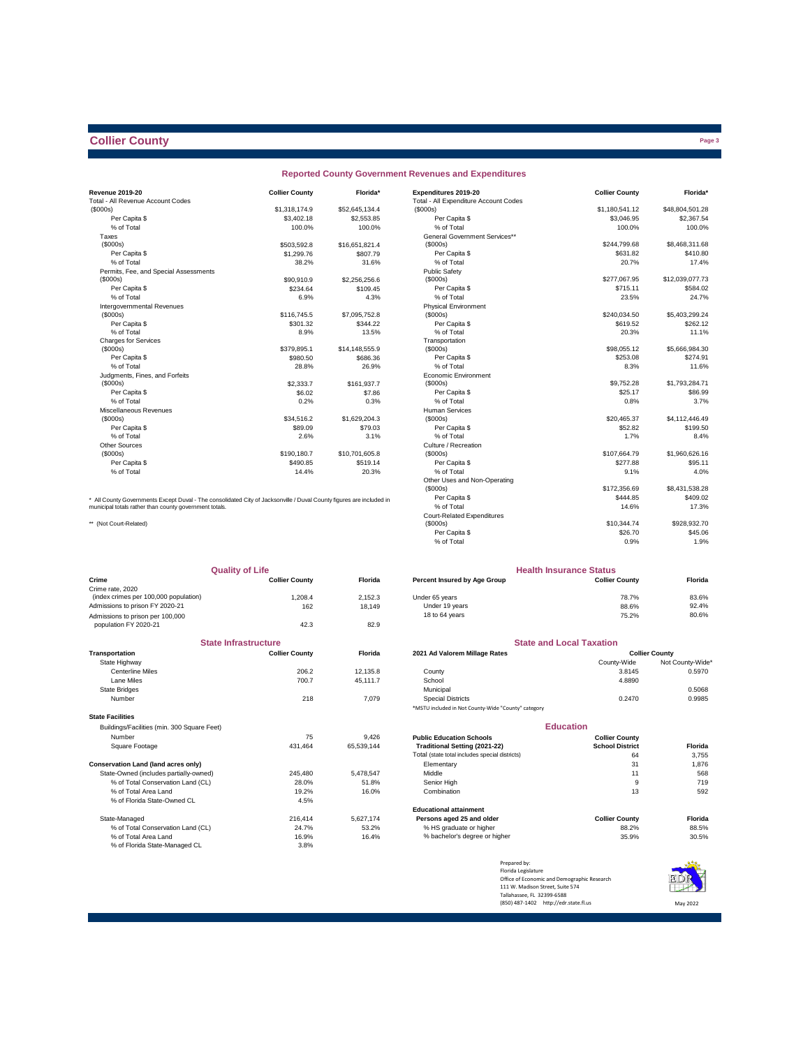## Collier County

### Reported County Government Revenues and Expenditures

| Revenue 2019-20 | Collier County | Florida* |
|---|---|---|
| Total - All Revenue Account Codes | | |
| ($000s) | $1,318,174.9 | $52,645,134.4 |
| Per Capita $ | $3,402.18 | $2,553.85 |
| % of Total | 100.0% | 100.0% |
| Taxes | | |
| ($000s) | $503,592.8 | $16,651,821.4 |
| Per Capita $ | $1,299.76 | $807.79 |
| % of Total | 38.2% | 31.6% |
| Permits, Fee, and Special Assessments | | |
| ($000s) | $90,910.9 | $2,256,256.6 |
| Per Capita $ | $234.64 | $109.45 |
| % of Total | 6.9% | 4.3% |
| Intergovernmental Revenues | | |
| ($000s) | $116,745.5 | $7,095,752.8 |
| Per Capita $ | $301.32 | $344.22 |
| % of Total | 8.9% | 13.5% |
| Charges for Services | | |
| ($000s) | $379,895.1 | $14,148,555.9 |
| Per Capita $ | $980.50 | $686.36 |
| % of Total | 28.8% | 26.9% |
| Judgments, Fines, and Forfeits | | |
| ($000s) | $2,333.7 | $161,937.7 |
| Per Capita $ | $6.02 | $7.86 |
| % of Total | 0.2% | 0.3% |
| Miscellaneous Revenues | | |
| ($000s) | $34,516.2 | $1,629,204.3 |
| Per Capita $ | $89.09 | $79.03 |
| % of Total | 2.6% | 3.1% |
| Other Sources | | |
| ($000s) | $190,180.7 | $10,701,605.8 |
| Per Capita $ | $490.85 | $519.14 |
| % of Total | 14.4% | 20.3% |

\* All County Governments Except Duval - The consolidated City of Jacksonville / Duval County figures are included in municipal totals rather than county government totals.

\*\* (Not Court-Related)

| Expenditures 2019-20 | Collier County | Florida* |
|---|---|---|
| Total - All Expenditure Account Codes | | |
| ($000s) | $1,180,541.12 | $48,804,501.28 |
| Per Capita $ | $3,046.95 | $2,367.54 |
| % of Total | 100.0% | 100.0% |
| General Government Services** | | |
| ($000s) | $244,799.68 | $8,468,311.68 |
| Per Capita $ | $631.82 | $410.80 |
| % of Total | 20.7% | 17.4% |
| Public Safety | | |
| ($000s) | $277,067.95 | $12,039,077.73 |
| Per Capita $ | $715.11 | $584.02 |
| % of Total | 23.5% | 24.7% |
| Physical Environment | | |
| ($000s) | $240,034.50 | $5,403,299.24 |
| Per Capita $ | $619.52 | $262.12 |
| % of Total | 20.3% | 11.1% |
| Transportation | | |
| ($000s) | $98,055.12 | $5,666,984.30 |
| Per Capita $ | $253.08 | $274.91 |
| % of Total | 8.3% | 11.6% |
| Economic Environment | | |
| ($000s) | $9,752.28 | $1,793,284.71 |
| Per Capita $ | $25.17 | $86.99 |
| % of Total | 0.8% | 3.7% |
| Human Services | | |
| ($000s) | $20,465.37 | $4,112,446.49 |
| Per Capita $ | $52.82 | $199.50 |
| % of Total | 1.7% | 8.4% |
| Culture / Recreation | | |
| ($000s) | $107,664.79 | $1,960,626.16 |
| Per Capita $ | $277.88 | $95.11 |
| % of Total | 9.1% | 4.0% |
| Other Uses and Non-Operating | | |
| ($000s) | $172,356.69 | $8,431,538.28 |
| Per Capita $ | $444.85 | $409.02 |
| % of Total | 14.6% | 17.3% |
| Court-Related Expenditures | | |
| ($000s) | $10,344.74 | $928,932.70 |
| Per Capita $ | $26.70 | $45.06 |
| % of Total | 0.9% | 1.9% |

### Quality of Life

| Crime | Collier County | Florida |
|---|---|---|
| Crime rate, 2020 (index crimes per 100,000 population) | 1,208.4 | 2,152.3 |
| Admissions to prison FY 2020-21 | 162 | 18,149 |
| Admissions to prison per 100,000 population FY 2020-21 | 42.3 | 82.9 |

### Health Insurance Status

| Percent Insured by Age Group | Collier County | Florida |
|---|---|---|
| Under 65 years | 78.7% | 83.6% |
| Under 19 years | 88.6% | 92.4% |
| 18 to 64 years | 75.2% | 80.6% |

### State Infrastructure

| Transportation | Collier County | Florida |
|---|---|---|
| State Highway | | |
| Centerline Miles | 206.2 | 12,135.8 |
| Lane Miles | 700.7 | 45,111.7 |
| State Bridges | | |
| Number | 218 | 7,079 |

| State Facilities | Collier County | Florida |
|---|---|---|
| Buildings/Facilities (min. 300 Square Feet) | | |
| Number | 75 | 9,426 |
| Square Footage | 431,464 | 65,539,144 |

| Conservation Land (land acres only) | Collier County | Florida |
|---|---|---|
| State-Owned (includes partially-owned) | 245,480 | 5,478,547 |
| % of Total Conservation Land (CL) | 28.0% | 51.8% |
| % of Total Area Land | 19.2% | 16.0% |
| % of Florida State-Owned CL | 4.5% | |
| State-Managed | 216,414 | 5,627,174 |
| % of Total Conservation Land (CL) | 24.7% | 53.2% |
| % of Total Area Land | 16.9% | 16.4% |
| % of Florida State-Managed CL | 3.8% | |

### State and Local Taxation

| 2021 Ad Valorem Millage Rates | Collier County | |
|---|---|---|
| | County-Wide | Not County-Wide* |
| County | 3.8145 | 0.5970 |
| School | 4.8890 | |
| Municipal | | 0.5068 |
| Special Districts | 0.2470 | 0.9985 |

\*MSTU included in Not County-Wide "County" category

### Education

| Public Education Schools Traditional Setting (2021-22) | Collier County School District | Florida |
|---|---|---|
| Total (state total includes special districts) | 64 | 3,755 |
| Elementary | 31 | 1,876 |
| Middle | 11 | 568 |
| Senior High | 9 | 719 |
| Combination | 13 | 592 |

| Educational attainment Persons aged 25 and older | Collier County | Florida |
|---|---|---|
| % HS graduate or higher | 88.2% | 88.5% |
| % bachelor's degree or higher | 35.9% | 30.5% |

Prepared by:
Florida Legislature
Office of Economic and Demographic Research
111 W. Madison Street, Suite 574
Tallahassee, FL 32399-6588
(850) 487-1402 http://edr.state.fl.us

May 2022